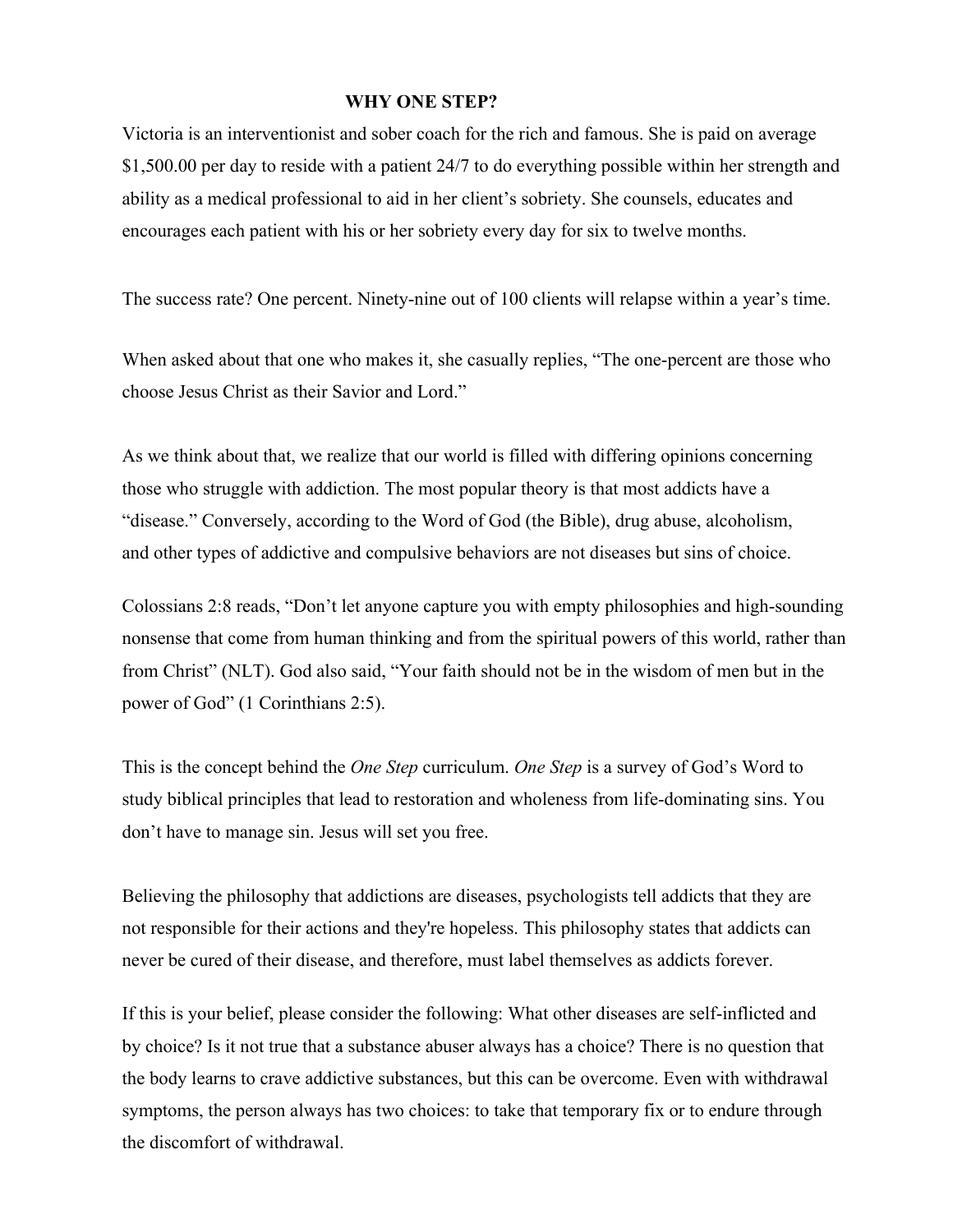# WHY ONE STEP?

Victoria is an interventionist and sober coach for the rich and famous. She is paid on average $1,500.00 per day to reside with a patient 24/7 to do everything possible within her strength and ability as a medical professional to aid in her client's sobriety. She counsels, educates and encourages each patient with his or her sobriety every day for six to twelve months.

The success rate? One percent. Ninety-nine out of 100 clients will relapse within a year's time.

When asked about that one who makes it, she casually replies, "The one-percent are those who choose Jesus Christ as their Savior and Lord."

As we think about that, we realize that our world is filled with differing opinions concerning those who struggle with addiction. The most popular theory is that most addicts have a "disease." Conversely, according to the Word of God (the Bible), drug abuse, alcoholism, and other types of addictive and compulsive behaviors are not diseases but sins of choice.

Colossians 2:8 reads, "Don't let anyone capture you with empty philosophies and high-sounding nonsense that come from human thinking and from the spiritual powers of this world, rather than from Christ" (NLT). God also said, "Your faith should not be in the wisdom of men but in the power of God" (1 Corinthians 2:5).

This is the concept behind the *One Step* curriculum. *One Step* is a survey of God's Word to study biblical principles that lead to restoration and wholeness from life-dominating sins. You don't have to manage sin. Jesus will set you free.

Believing the philosophy that addictions are diseases, psychologists tell addicts that they are not responsible for their actions and they're hopeless. This philosophy states that addicts can never be cured of their disease, and therefore, must label themselves as addicts forever.

If this is your belief, please consider the following: What other diseases are self-inflicted and by choice? Is it not true that a substance abuser always has a choice? There is no question that the body learns to crave addictive substances, but this can be overcome. Even with withdrawal symptoms, the person always has two choices: to take that temporary fix or to endure through the discomfort of withdrawal.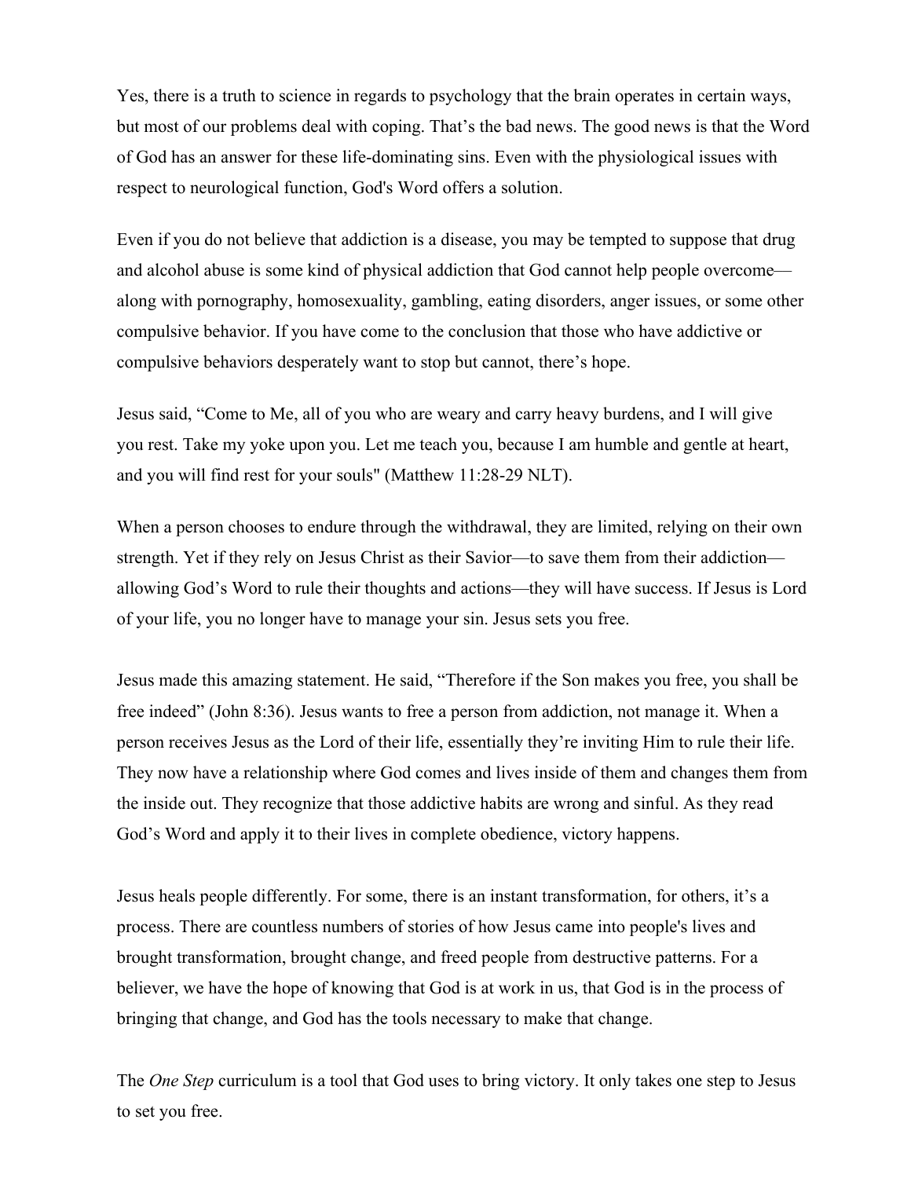Yes, there is a truth to science in regards to psychology that the brain operates in certain ways, but most of our problems deal with coping. That's the bad news. The good news is that the Word of God has an answer for these life-dominating sins. Even with the physiological issues with respect to neurological function, God's Word offers a solution.

Even if you do not believe that addiction is a disease, you may be tempted to suppose that drug and alcohol abuse is some kind of physical addiction that God cannot help people overcome—along with pornography, homosexuality, gambling, eating disorders, anger issues, or some other compulsive behavior. If you have come to the conclusion that those who have addictive or compulsive behaviors desperately want to stop but cannot, there's hope.

Jesus said, "Come to Me, all of you who are weary and carry heavy burdens, and I will give you rest. Take my yoke upon you. Let me teach you, because I am humble and gentle at heart, and you will find rest for your souls" (Matthew 11:28-29 NLT).

When a person chooses to endure through the withdrawal, they are limited, relying on their own strength. Yet if they rely on Jesus Christ as their Savior—to save them from their addiction—allowing God's Word to rule their thoughts and actions—they will have success. If Jesus is Lord of your life, you no longer have to manage your sin. Jesus sets you free.

Jesus made this amazing statement. He said, "Therefore if the Son makes you free, you shall be free indeed" (John 8:36). Jesus wants to free a person from addiction, not manage it. When a person receives Jesus as the Lord of their life, essentially they're inviting Him to rule their life. They now have a relationship where God comes and lives inside of them and changes them from the inside out. They recognize that those addictive habits are wrong and sinful. As they read God's Word and apply it to their lives in complete obedience, victory happens.

Jesus heals people differently. For some, there is an instant transformation, for others, it's a process. There are countless numbers of stories of how Jesus came into people's lives and brought transformation, brought change, and freed people from destructive patterns. For a believer, we have the hope of knowing that God is at work in us, that God is in the process of bringing that change, and God has the tools necessary to make that change.

The *One Step* curriculum is a tool that God uses to bring victory. It only takes one step to Jesus to set you free.